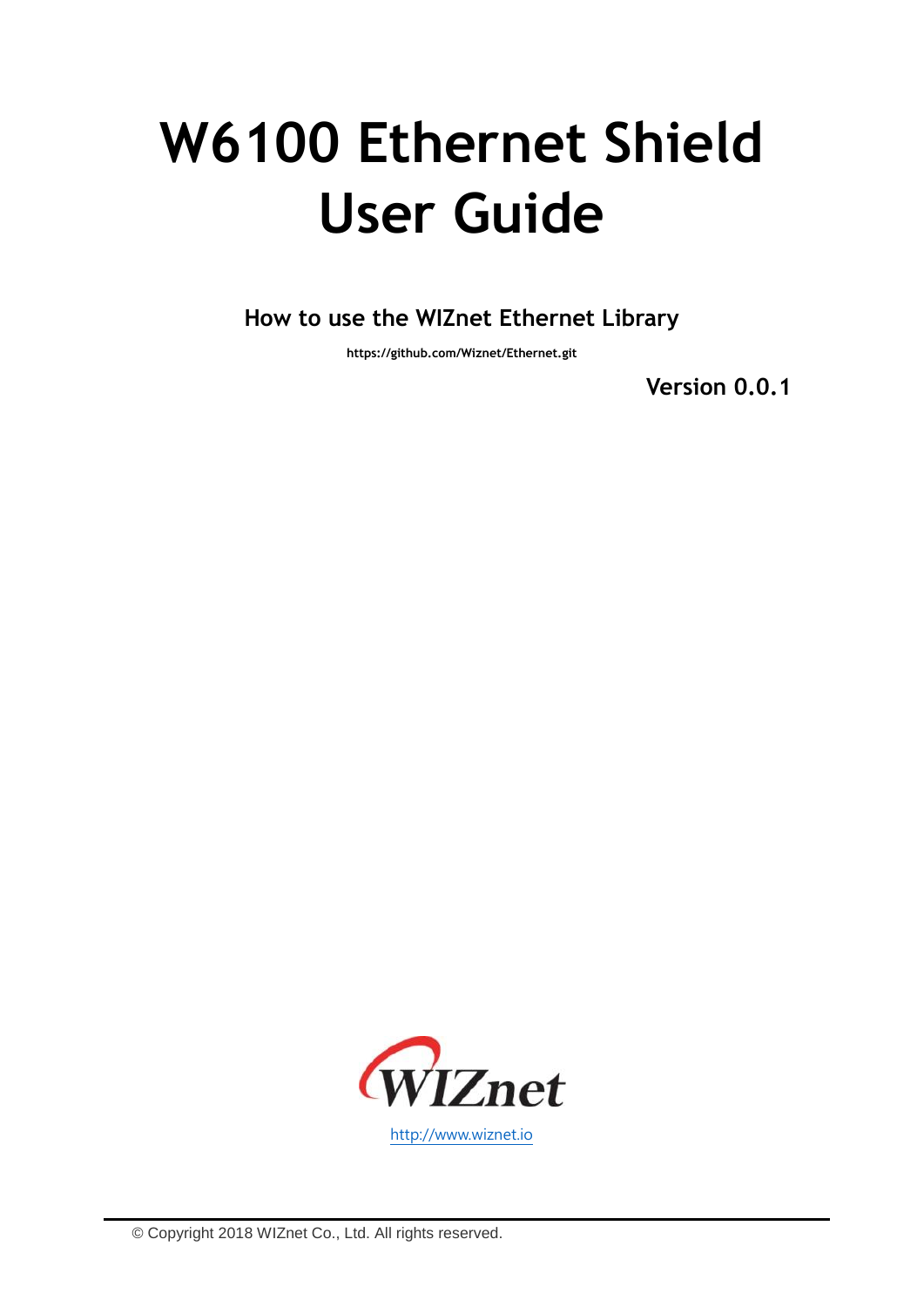# W6100 Ethernet Shield User Guide

**How to use the WIZnet Ethernet Library**

**https://github.com/Wiznet/Ethernet.git**

**Version 0.0.1**

WIZnet

http://www.wiznet.io

© Copyright 2018 WIZnet Co., Ltd. All rights reserved.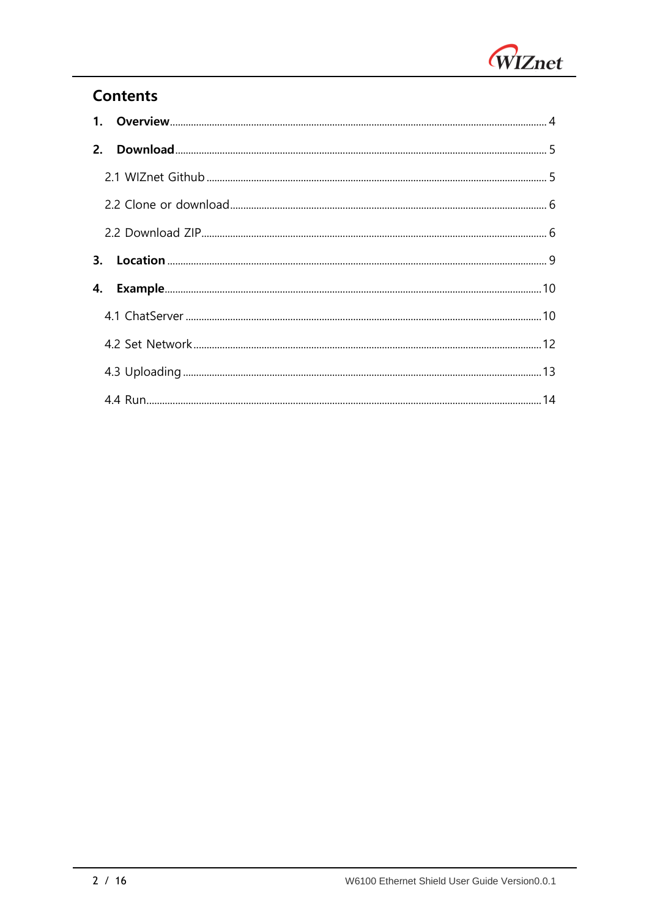# Contents

1. **Overview** .................................................. 4
2. **Download** .................................................. 5
   - 2.1 WIZnet Github .................................................. 5
   - 2.2 Clone or download .................................................. 6
   - 2.2 Download ZIP .................................................. 6
3. **Location** .................................................. 9
4. **Example** .................................................. 10
   - 4.1 ChatServer .................................................. 10
   - 4.2 Set Network .................................................. 12
   - 4.3 Uploading .................................................. 13
   - 4.4 Run .................................................. 14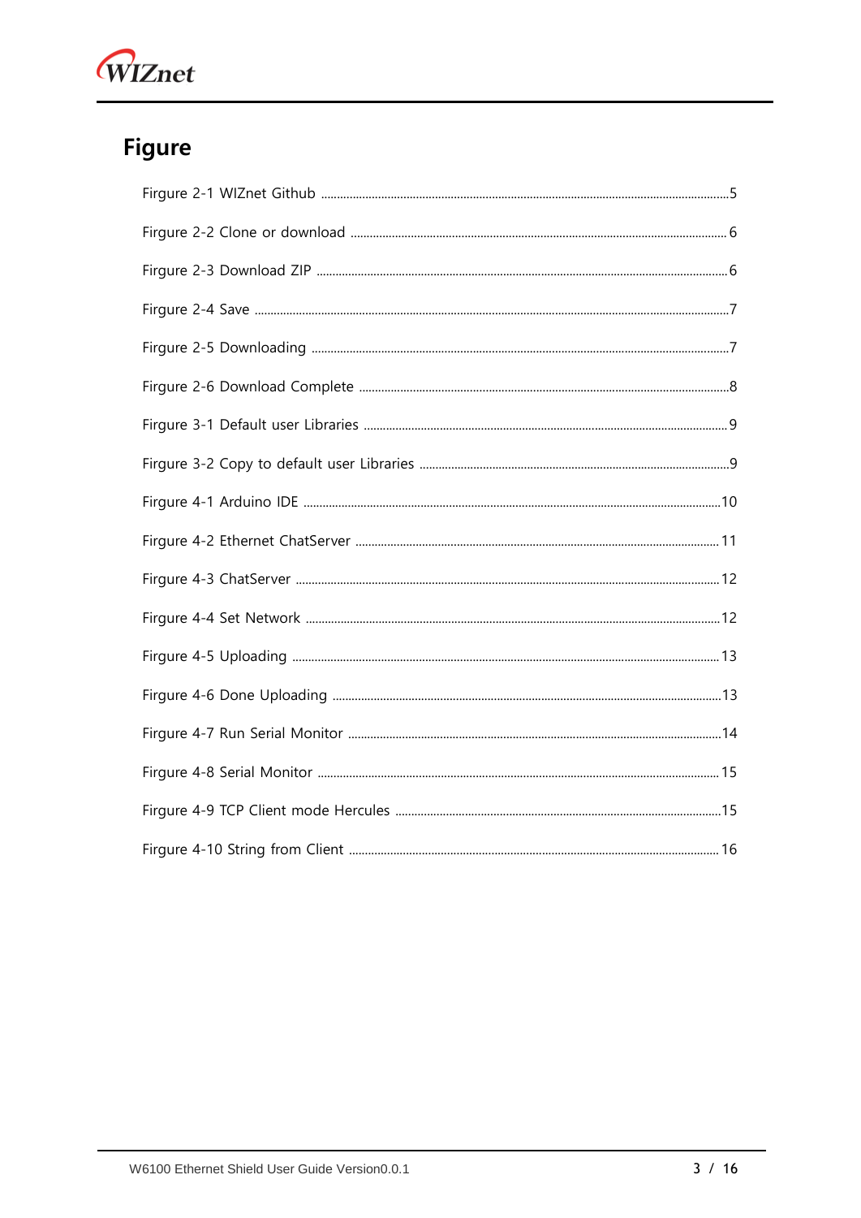# Figure

Firgure 2-1 WIZnet Github ..... 5

Firgure 2-2 Clone or download ..... 6

Firgure 2-3 Download ZIP ..... 6

Firgure 2-4 Save ..... 7

Firgure 2-5 Downloading ..... 7

Firgure 2-6 Download Complete ..... 8

Firgure 3-1 Default user Libraries ..... 9

Firgure 3-2 Copy to default user Libraries ..... 9

Firgure 4-1 Arduino IDE ..... 10

Firgure 4-2 Ethernet ChatServer ..... 11

Firgure 4-3 ChatServer ..... 12

Firgure 4-4 Set Network ..... 12

Firgure 4-5 Uploading ..... 13

Firgure 4-6 Done Uploading ..... 13

Firgure 4-7 Run Serial Monitor ..... 14

Firgure 4-8 Serial Monitor ..... 15

Firgure 4-9 TCP Client mode Hercules ..... 15

Firgure 4-10 String from Client ..... 16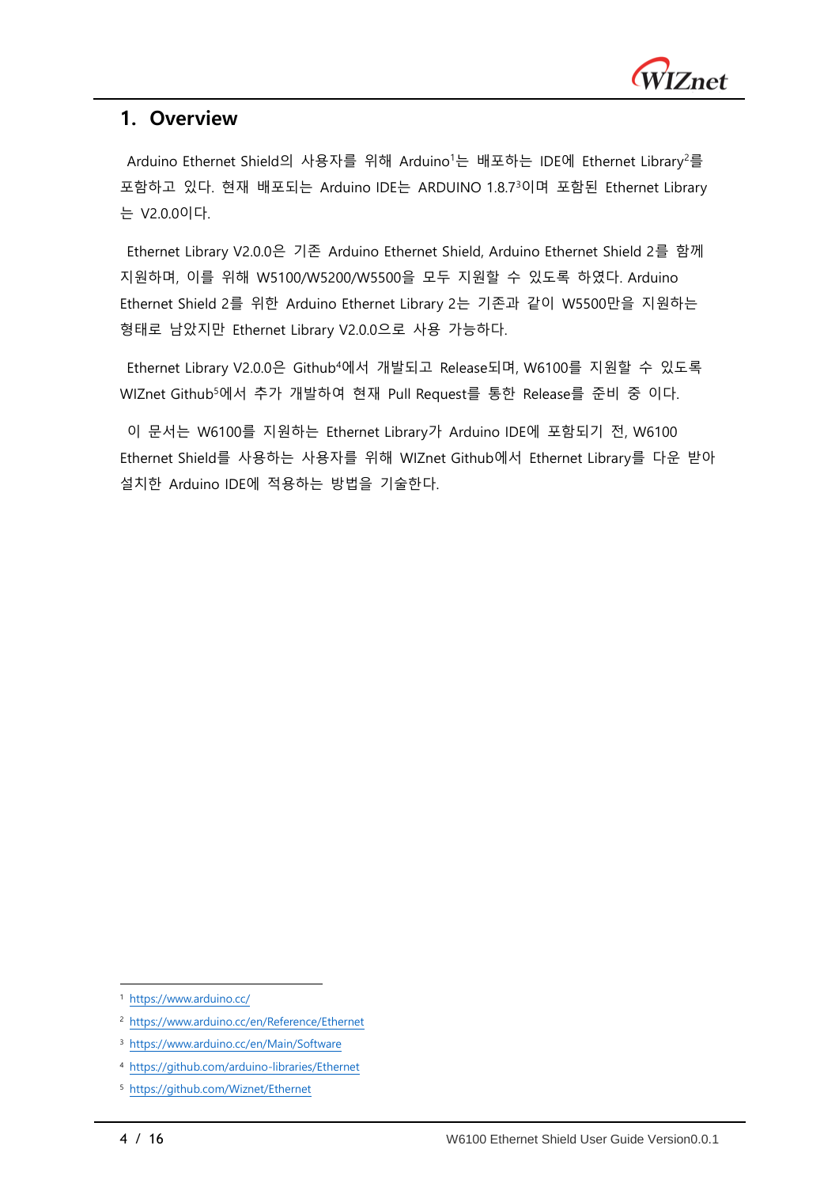# 1. Overview

Arduino Ethernet Shield의 사용자를 위해 Arduino[1]는 배포하는 IDE에 Ethernet Library[2]를 포함하고 있다. 현재 배포되는 Arduino IDE는 ARDUINO 1.8.7[3]이며 포함된 Ethernet Library는 V2.0.0이다.

Ethernet Library V2.0.0은 기존 Arduino Ethernet Shield, Arduino Ethernet Shield 2를 함께 지원하며, 이를 위해 W5100/W5200/W5500을 모두 지원할 수 있도록 하였다. Arduino Ethernet Shield 2를 위한 Arduino Ethernet Library 2는 기존과 같이 W5500만을 지원하는 형태로 남았지만 Ethernet Library V2.0.0으로 사용 가능하다.

Ethernet Library V2.0.0은 Github[4]에서 개발되고 Release되며, W6100를 지원할 수 있도록 WIZnet Github[5]에서 추가 개발하여 현재 Pull Request를 통한 Release를 준비 중 이다.

이 문서는 W6100를 지원하는 Ethernet Library가 Arduino IDE에 포함되기 전, W6100 Ethernet Shield를 사용하는 사용자를 위해 WIZnet Github에서 Ethernet Library를 다운 받아 설치한 Arduino IDE에 적용하는 방법을 기술한다.

---

[1] https://www.arduino.cc/

[2] https://www.arduino.cc/en/Reference/Ethernet

[3] https://www.arduino.cc/en/Main/Software

[4] https://github.com/arduino-libraries/Ethernet

[5] https://github.com/Wiznet/Ethernet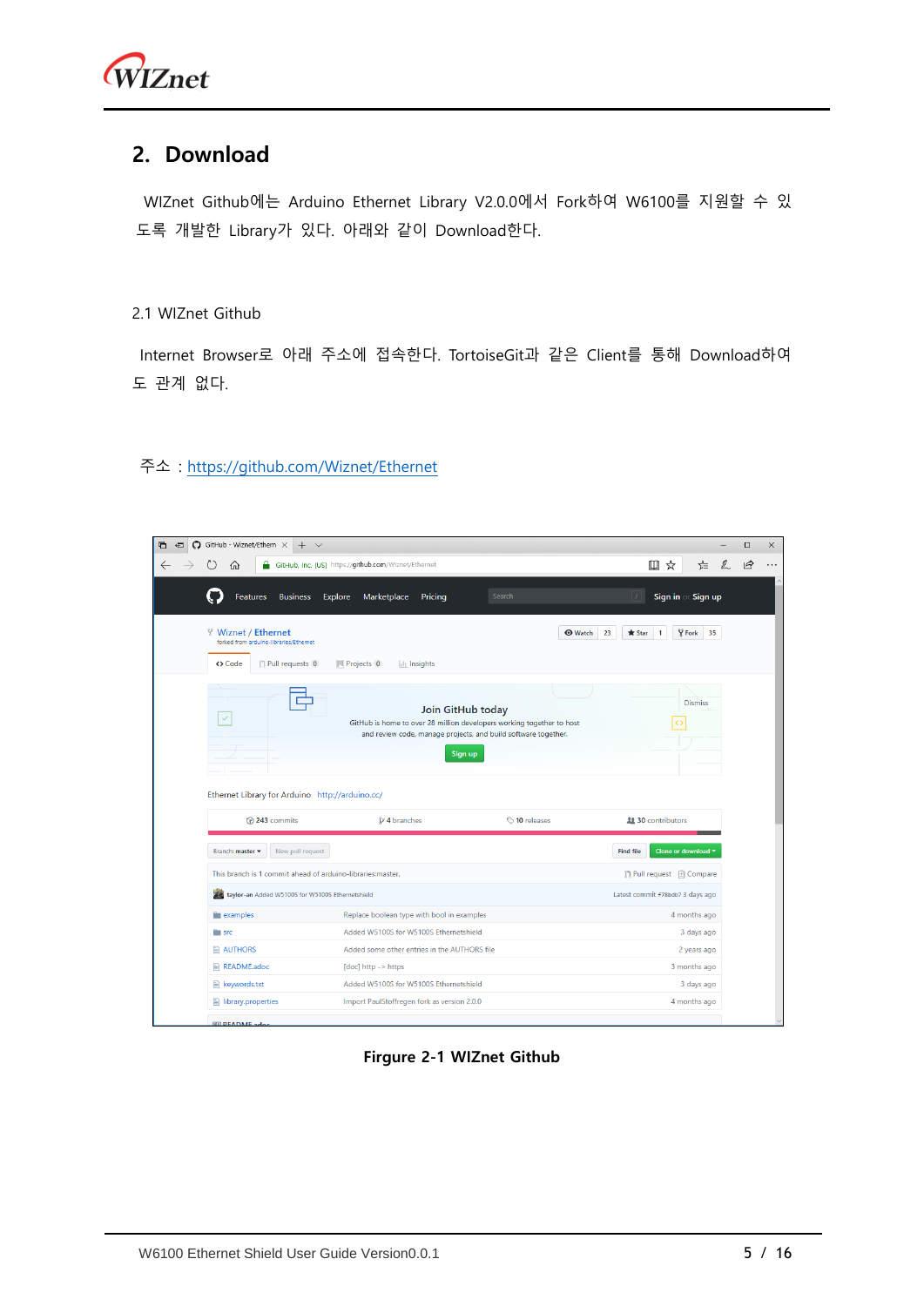## 2. Download

WIZnet Github에는 Arduino Ethernet Library V2.0.0에서 Fork하여 W6100를 지원할 수 있도록 개발한 Library가 있다. 아래와 같이 Download한다.

### 2.1 WIZnet Github

Internet Browser로 아래 주소에 접속한다. TortoiseGit과 같은 Client를 통해 Download하여도 관계 없다.

주소 : https://github.com/Wiznet/Ethernet

**Firgure 2-1 WIZnet Github**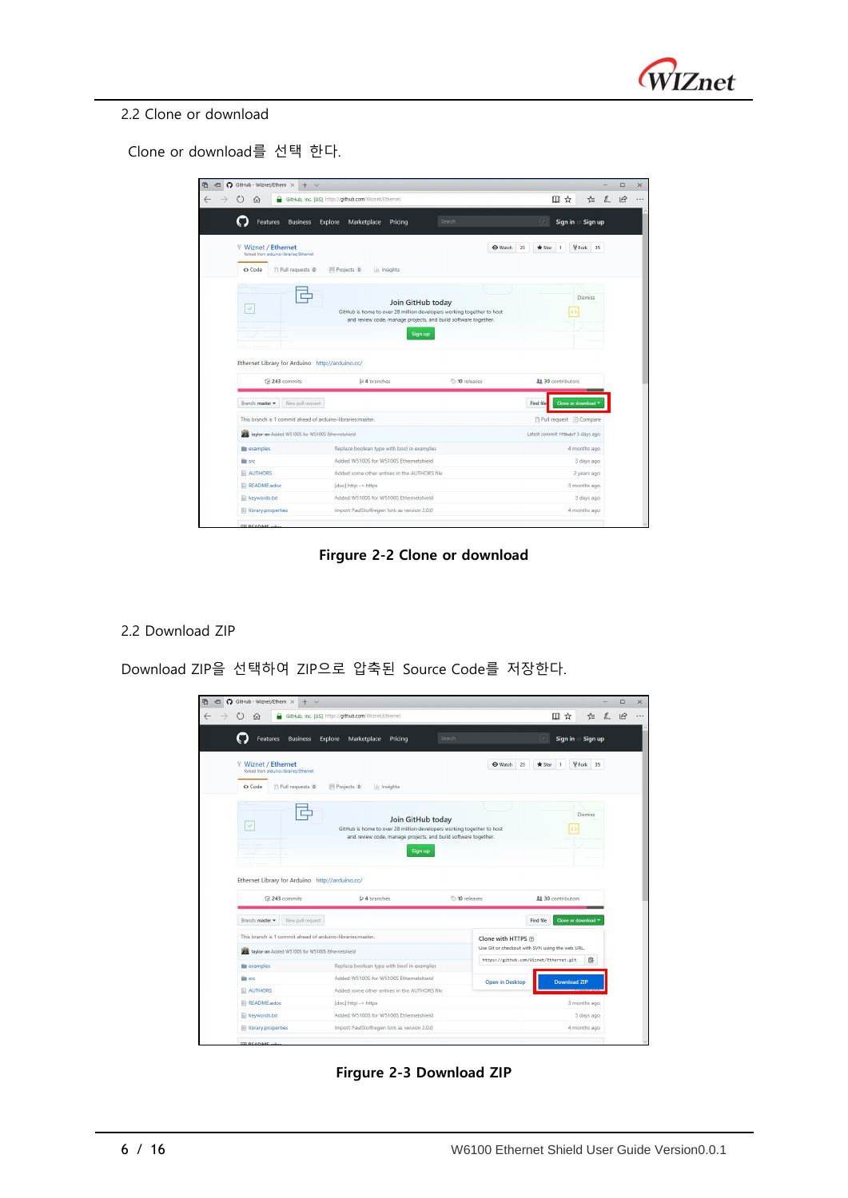## 2.2 Clone or download

Clone or download를 선택 한다.

**Frigure 2-2 Clone or download**

## 2.2 Download ZIP

Download ZIP을 선택하여 ZIP으로 압축된 Source Code를 저장한다.

**Figure 2-3 Download ZIP**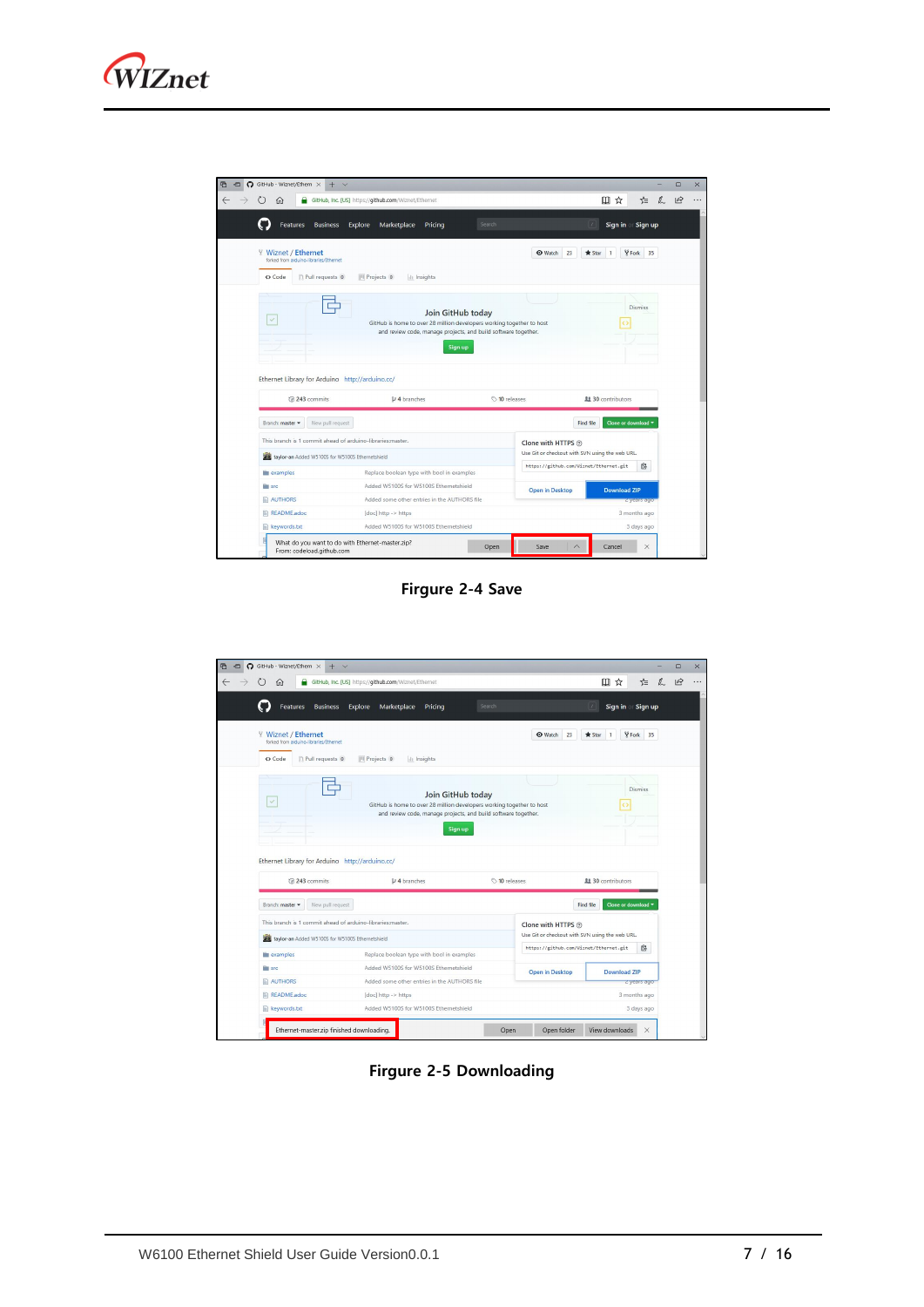Firgure 2-4 Save

Figure 2-5 Downloading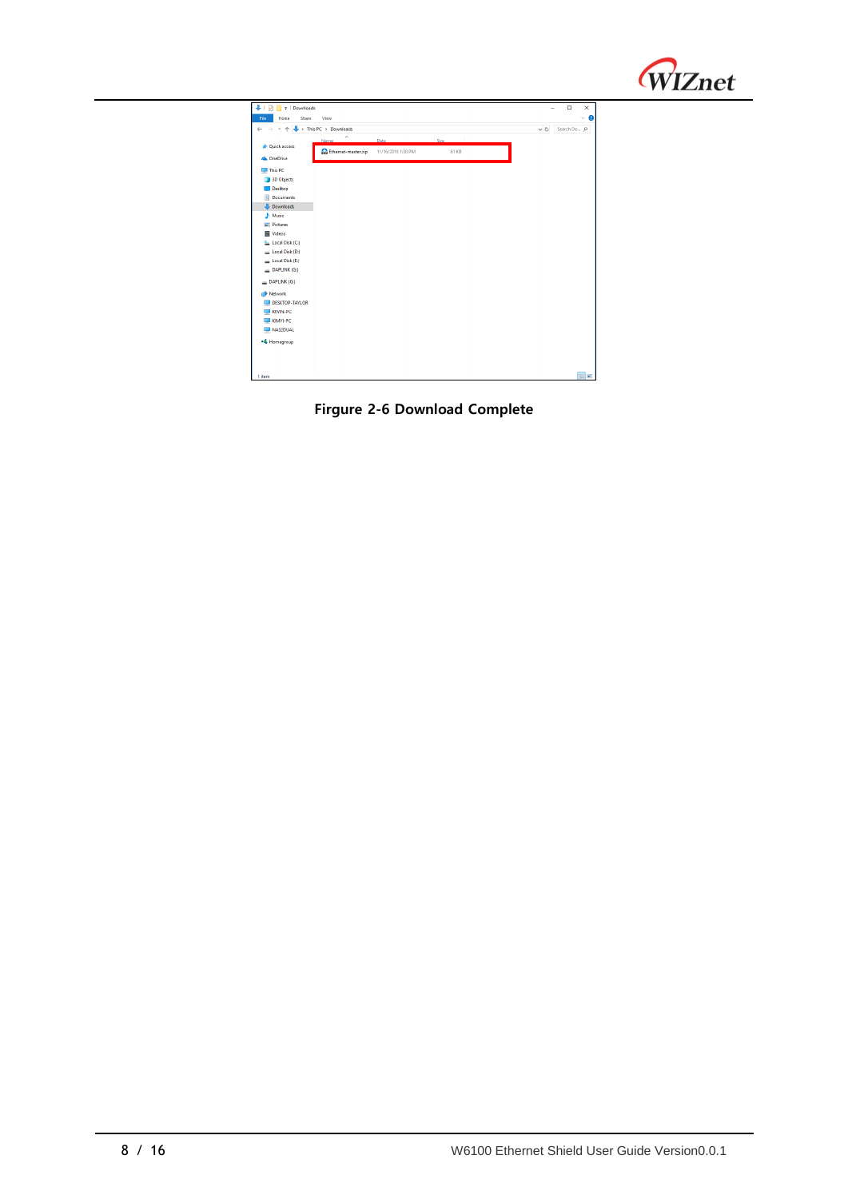**Firgure 2-6 Download Complete**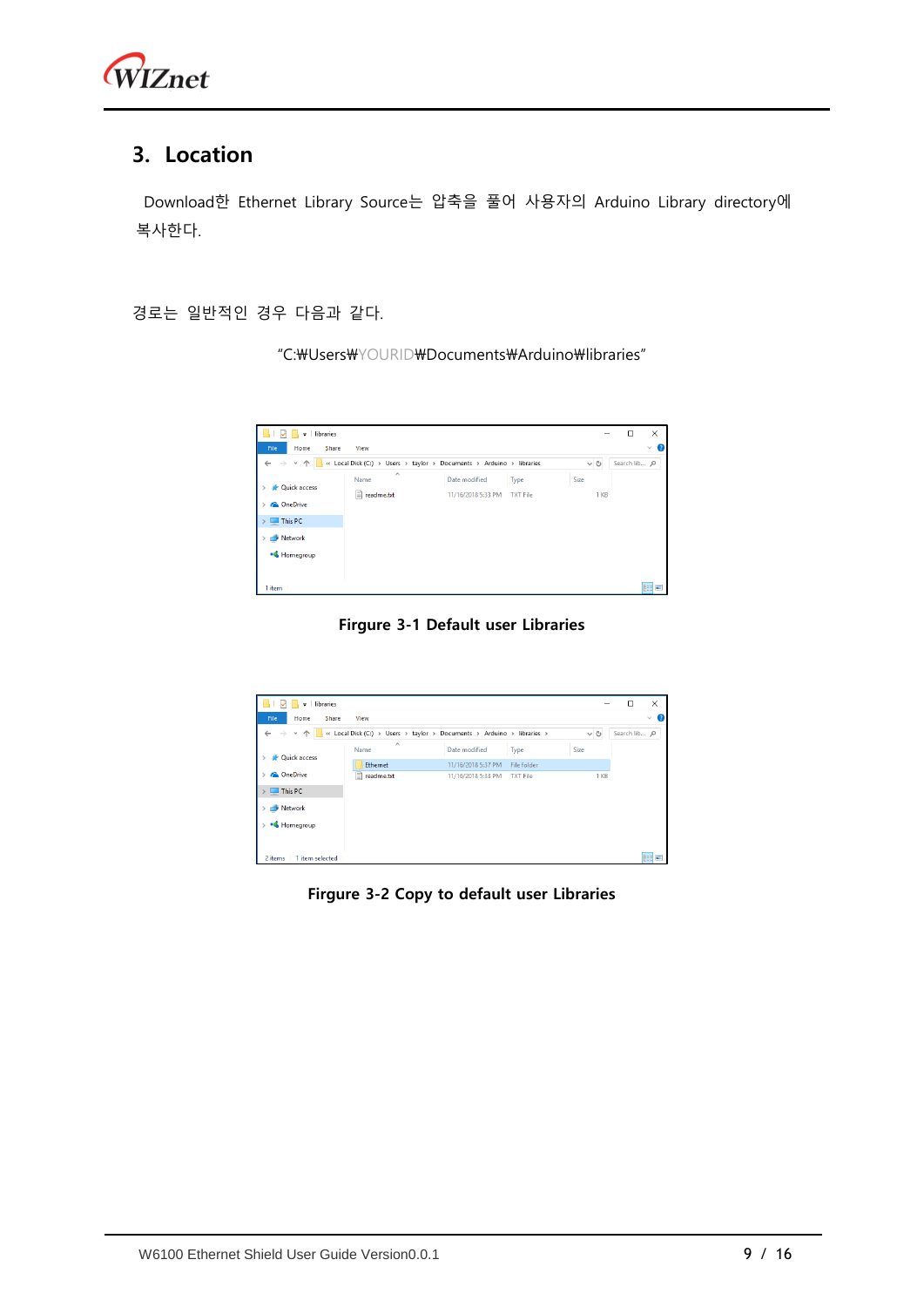## 3. Location

Download한 Ethernet Library Source는 압축을 풀어 사용자의 Arduino Library directory에 복사한다.

경로는 일반적인 경우 다음과 같다.

"C:₩Users₩YOURID₩Documents₩Arduino₩libraries"

**Firgure 3-1 Default user Libraries**

**Firgure 3-2 Copy to default user Libraries**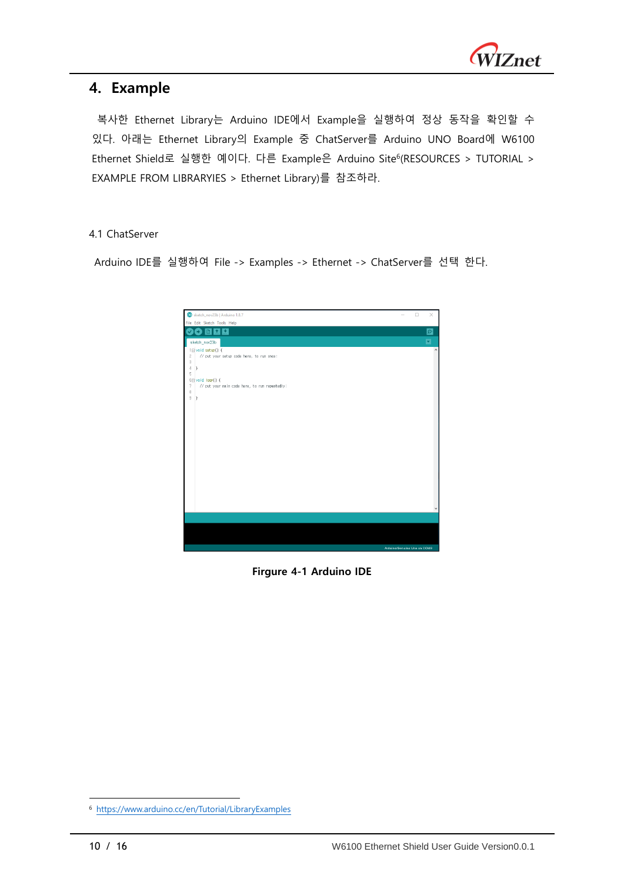# 4. Example

복사한 Ethernet Library는 Arduino IDE에서 Example을 실행하여 정상 동작을 확인할 수 있다. 아래는 Ethernet Library의 Example 중 ChatServer를 Arduino UNO Board에 W6100 Ethernet Shield로 실행한 예이다. 다른 Example은 Arduino Site[6](RESOURCES > TUTORIAL > EXAMPLE FROM LIBRARYIES > Ethernet Library)를 참조하라.

## 4.1 ChatServer

Arduino IDE를 실행하여 File -> Examples -> Ethernet -> ChatServer를 선택 한다.

Firgure 4-1 Arduino IDE

[6] https://www.arduino.cc/en/Tutorial/LibraryExamples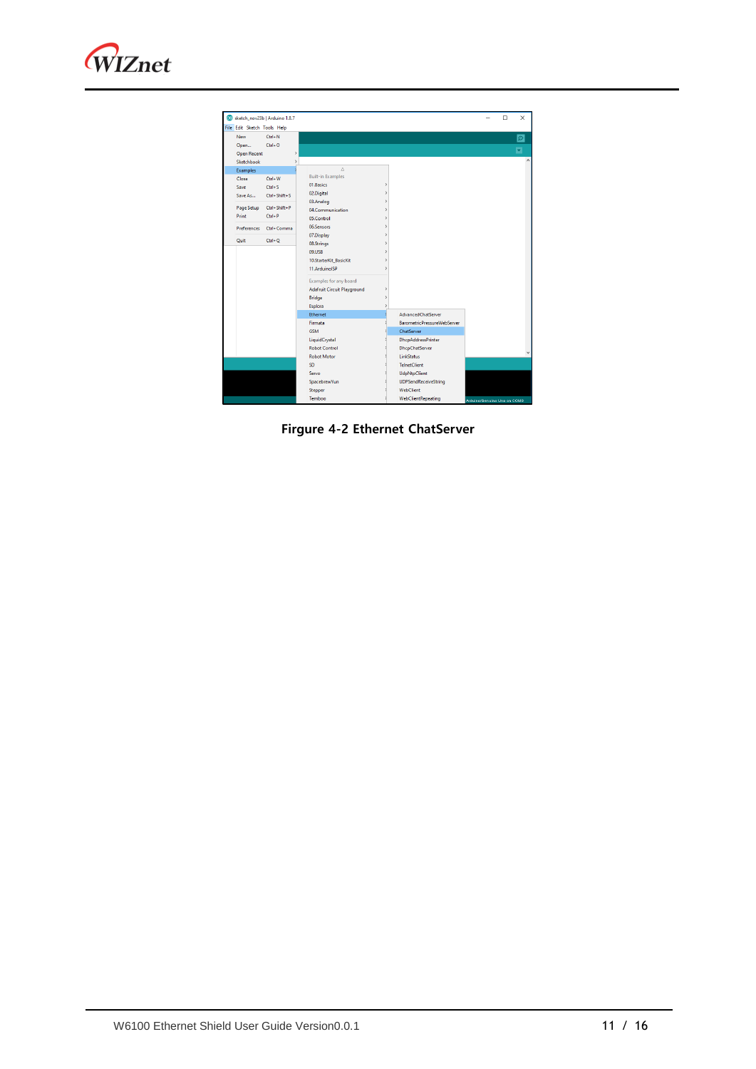Firgure 4-2 Ethernet ChatServer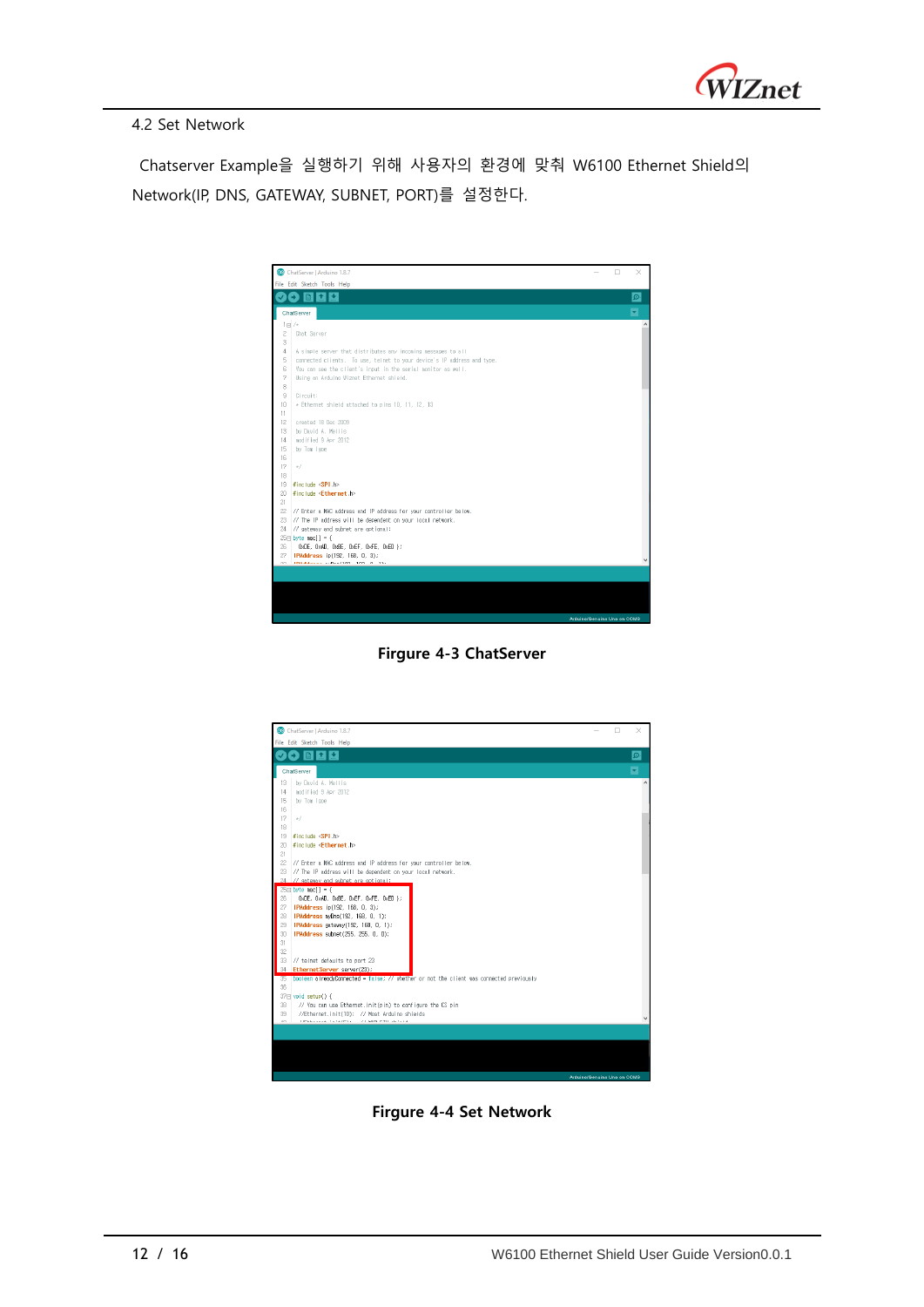4.2 Set Network

Chatserver Example을 실행하기 위해 사용자의 환경에 맞춰 W6100 Ethernet Shield의 Network(IP, DNS, GATEWAY, SUBNET, PORT)를 설정한다.

**Firgure 4-3 ChatServer**

**Firgure 4-4 Set Network**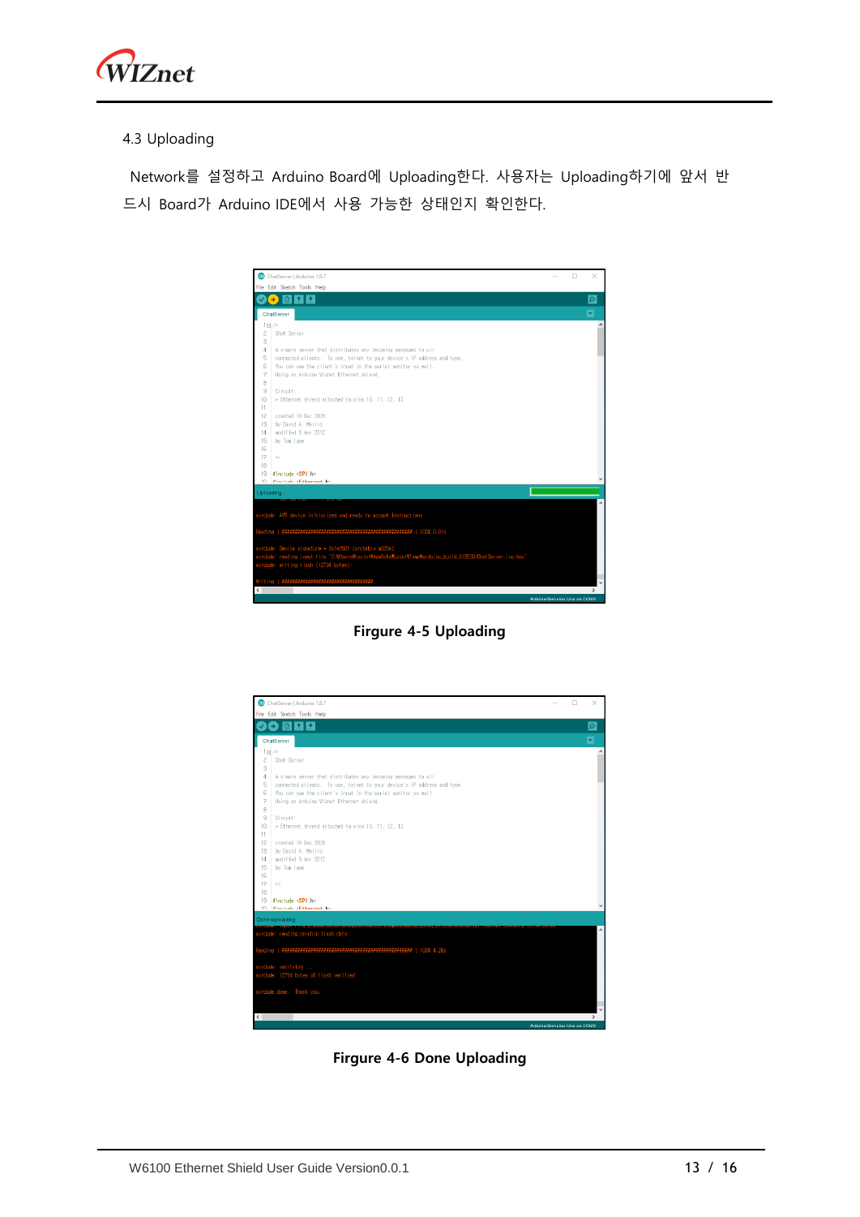4.3 Uploading

Network를 설정하고 Arduino Board에 Uploading한다. 사용자는 Uploading하기에 앞서 반드시 Board가 Arduino IDE에서 사용 가능한 상태인지 확인한다.

**Firgure 4-5 Uploading**

**Firgure 4-6 Done Uploading**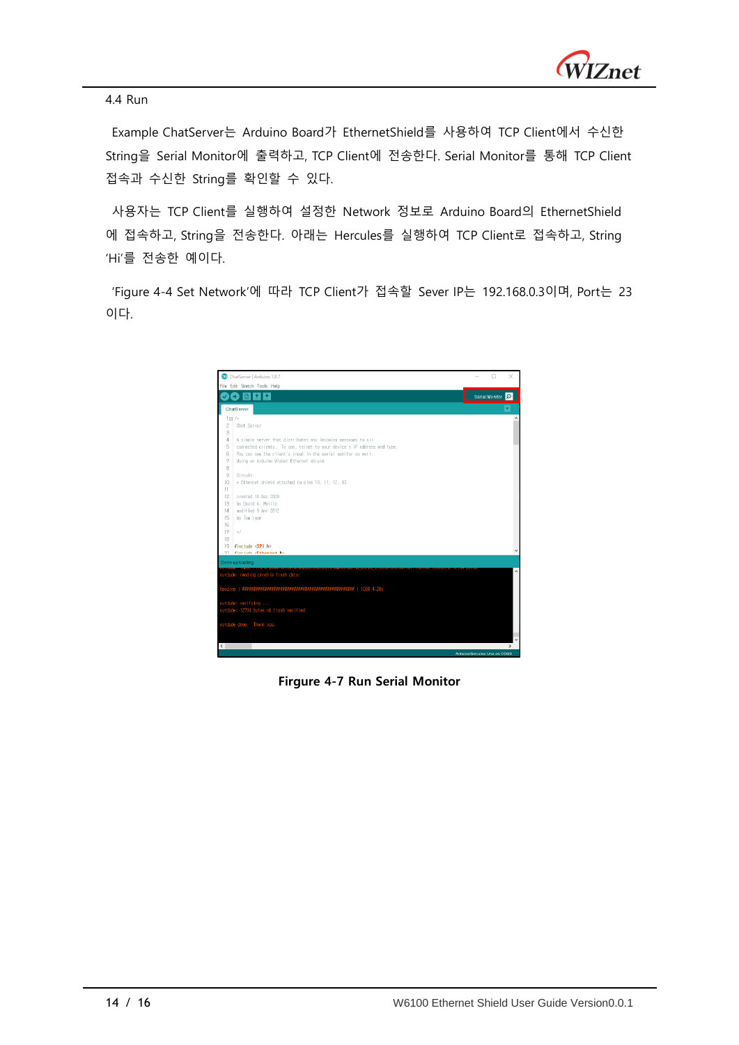## 4.4 Run

Example ChatServer는 Arduino Board가 EthernetShield를 사용하여 TCP Client에서 수신한 String을 Serial Monitor에 출력하고, TCP Client에 전송한다. Serial Monitor를 통해 TCP Client 접속과 수신한 String를 확인할 수 있다.

사용자는 TCP Client를 실행하여 설정한 Network 정보로 Arduino Board의 EthernetShield에 접속하고, String을 전송한다. 아래는 Hercules를 실행하여 TCP Client로 접속하고, String 'Hi'를 전송한 예이다.

'Figure 4-4 Set Network'에 따라 TCP Client가 접속할 Sever IP는 192.168.0.3이며, Port는 23이다.

Firgure 4-7 Run Serial Monitor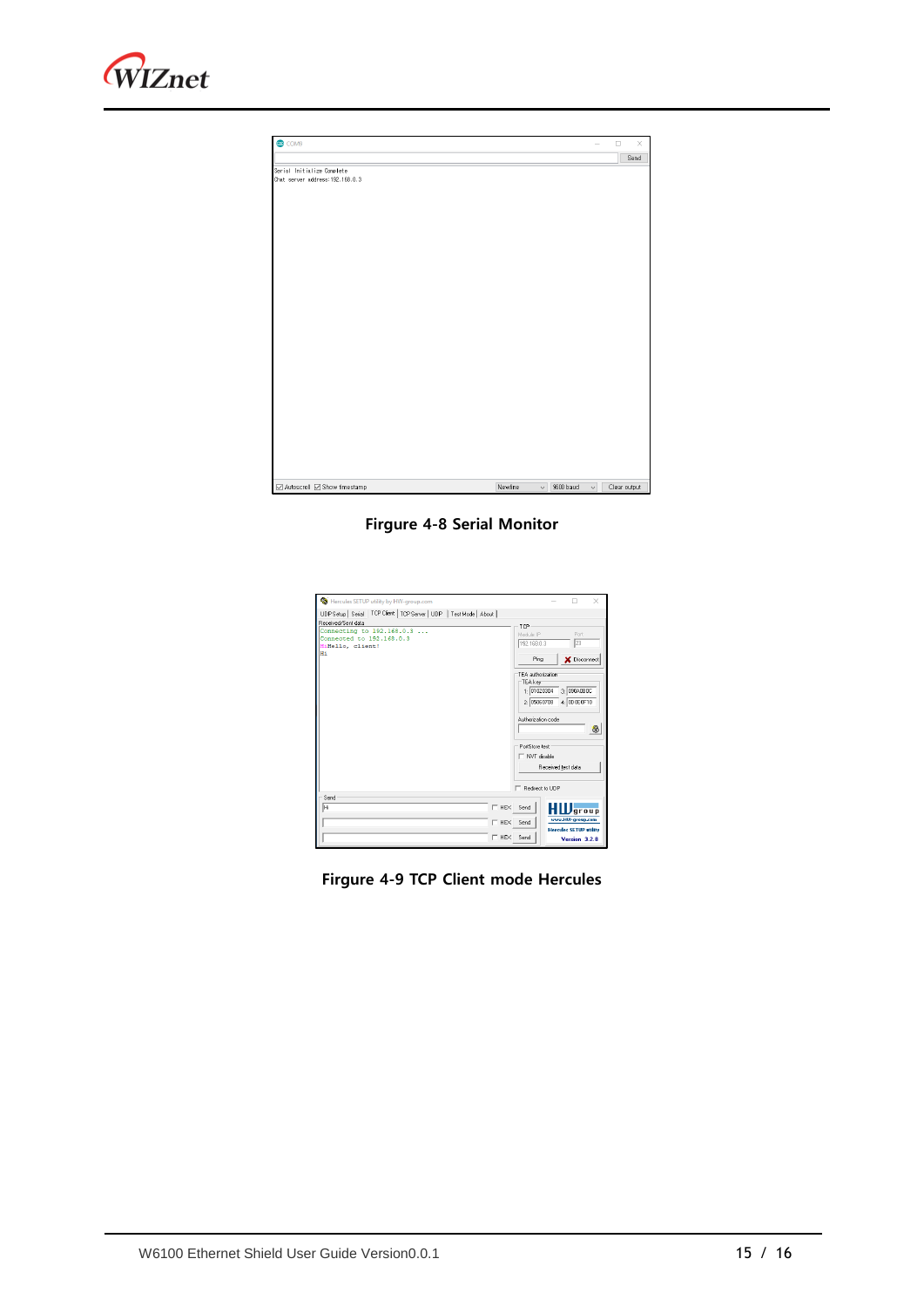Firgure 4-8 Serial Monitor

Firgure 4-9 TCP Client mode Hercules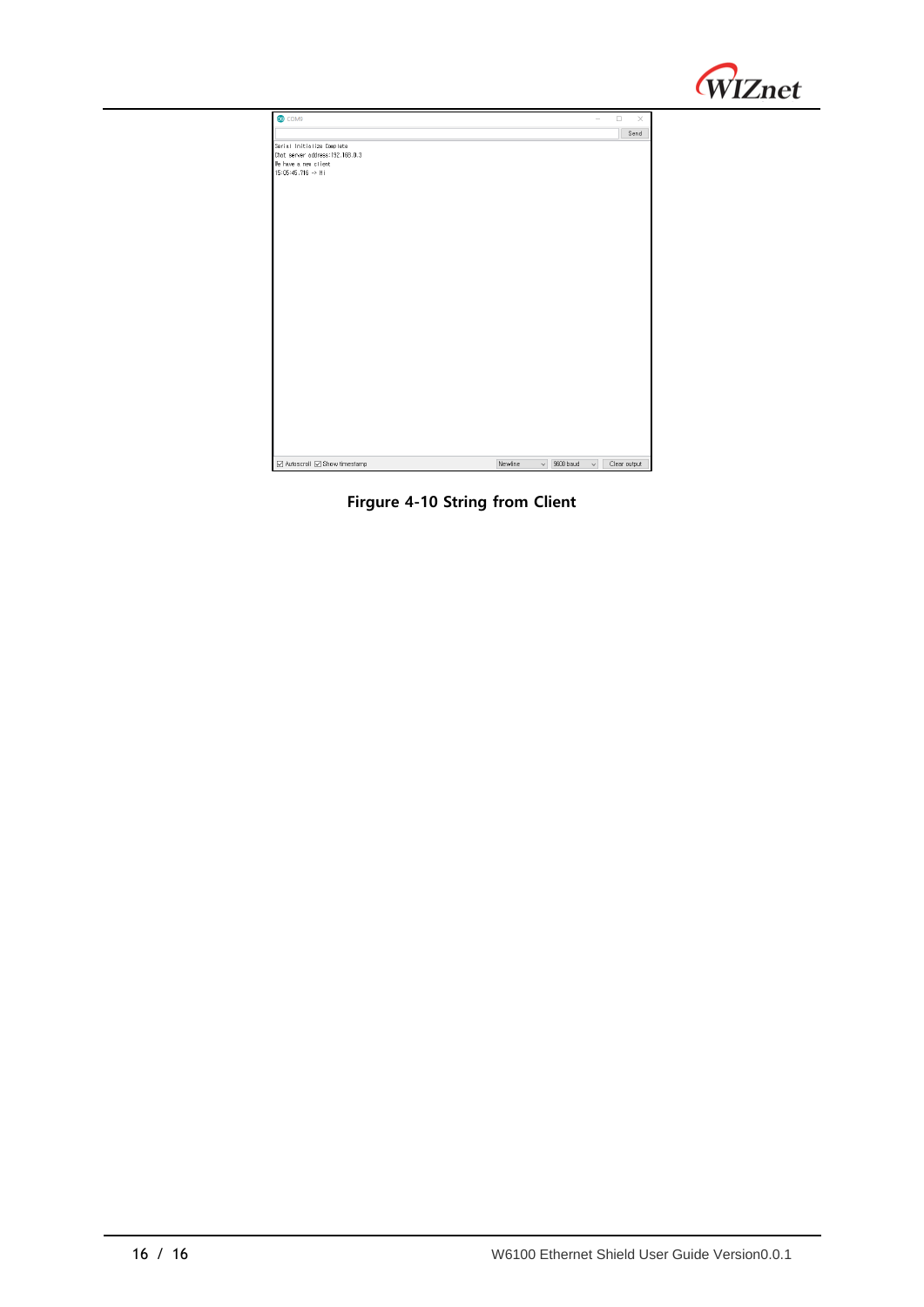Firgure 4-10 String from Client